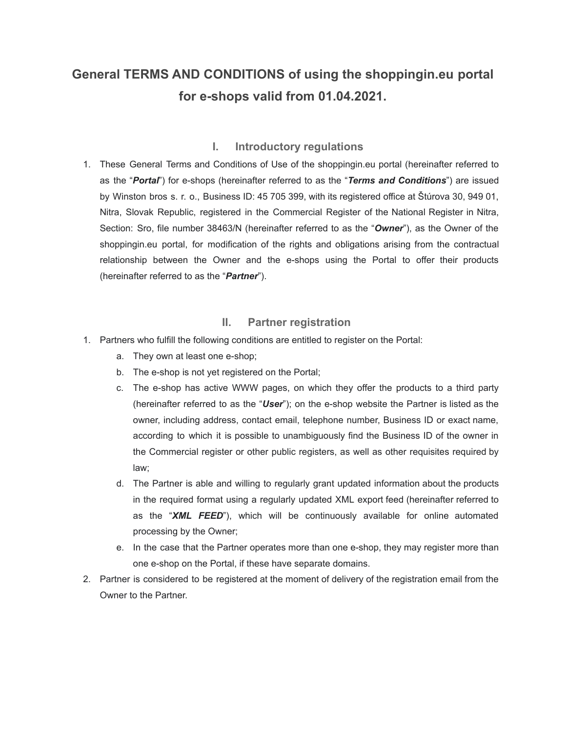# General TERMS AND CONDITIONS of using the shoppingin.eu portal for e-shops valid from 01.04.2021.

## I. Introductory regulations

1. These General Terms and Conditions of Use of the shoppingin.eu portal (hereinafter referred to as the "***Portal***") for e-shops (hereinafter referred to as the "***Terms and Conditions***") are issued by Winston bros s. r. o., Business ID: 45 705 399, with its registered office at Štúrova 30, 949 01, Nitra, Slovak Republic, registered in the Commercial Register of the National Register in Nitra, Section: Sro, file number 38463/N (hereinafter referred to as the "***Owner***"), as the Owner of the shoppingin.eu portal, for modification of the rights and obligations arising from the contractual relationship between the Owner and the e-shops using the Portal to offer their products (hereinafter referred to as the "***Partner***").

## II. Partner registration

1. Partners who fulfill the following conditions are entitled to register on the Portal:
   a. They own at least one e-shop;
   b. The e-shop is not yet registered on the Portal;
   c. The e-shop has active WWW pages, on which they offer the products to a third party (hereinafter referred to as the "***User***"); on the e-shop website the Partner is listed as the owner, including address, contact email, telephone number, Business ID or exact name, according to which it is possible to unambiguously find the Business ID of the owner in the Commercial register or other public registers, as well as other requisites required by law;
   d. The Partner is able and willing to regularly grant updated information about the products in the required format using a regularly updated XML export feed (hereinafter referred to as the "***XML FEED***"), which will be continuously available for online automated processing by the Owner;
   e. In the case that the Partner operates more than one e-shop, they may register more than one e-shop on the Portal, if these have separate domains.
2. Partner is considered to be registered at the moment of delivery of the registration email from the Owner to the Partner.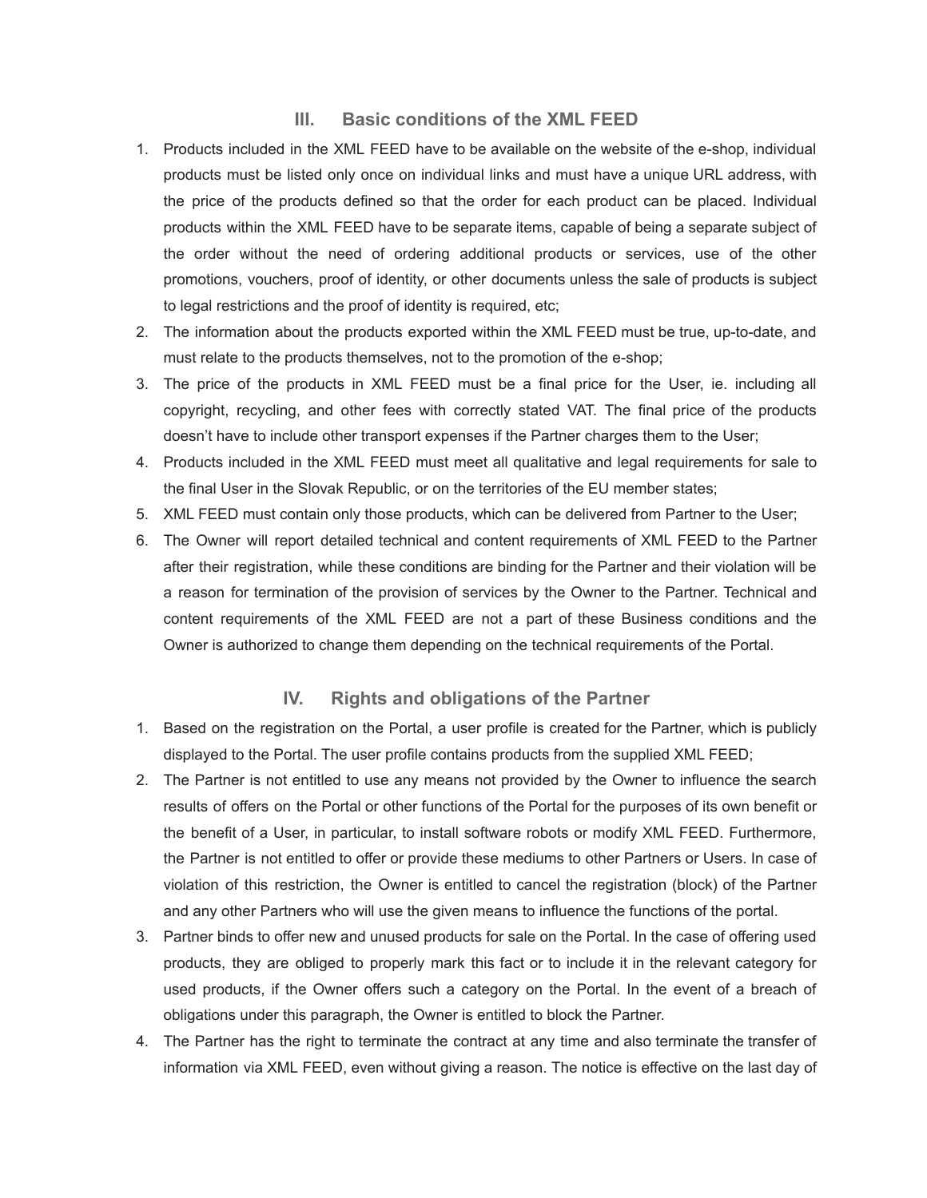## III. Basic conditions of the XML FEED

1. Products included in the XML FEED have to be available on the website of the e-shop, individual products must be listed only once on individual links and must have a unique URL address, with the price of the products defined so that the order for each product can be placed. Individual products within the XML FEED have to be separate items, capable of being a separate subject of the order without the need of ordering additional products or services, use of the other promotions, vouchers, proof of identity, or other documents unless the sale of products is subject to legal restrictions and the proof of identity is required, etc;
2. The information about the products exported within the XML FEED must be true, up-to-date, and must relate to the products themselves, not to the promotion of the e-shop;
3. The price of the products in XML FEED must be a final price for the User, ie. including all copyright, recycling, and other fees with correctly stated VAT. The final price of the products doesn't have to include other transport expenses if the Partner charges them to the User;
4. Products included in the XML FEED must meet all qualitative and legal requirements for sale to the final User in the Slovak Republic, or on the territories of the EU member states;
5. XML FEED must contain only those products, which can be delivered from Partner to the User;
6. The Owner will report detailed technical and content requirements of XML FEED to the Partner after their registration, while these conditions are binding for the Partner and their violation will be a reason for termination of the provision of services by the Owner to the Partner. Technical and content requirements of the XML FEED are not a part of these Business conditions and the Owner is authorized to change them depending on the technical requirements of the Portal.

## IV. Rights and obligations of the Partner

1. Based on the registration on the Portal, a user profile is created for the Partner, which is publicly displayed to the Portal. The user profile contains products from the supplied XML FEED;
2. The Partner is not entitled to use any means not provided by the Owner to influence the search results of offers on the Portal or other functions of the Portal for the purposes of its own benefit or the benefit of a User, in particular, to install software robots or modify XML FEED. Furthermore, the Partner is not entitled to offer or provide these mediums to other Partners or Users. In case of violation of this restriction, the Owner is entitled to cancel the registration (block) of the Partner and any other Partners who will use the given means to influence the functions of the portal.
3. Partner binds to offer new and unused products for sale on the Portal. In the case of offering used products, they are obliged to properly mark this fact or to include it in the relevant category for used products, if the Owner offers such a category on the Portal. In the event of a breach of obligations under this paragraph, the Owner is entitled to block the Partner.
4. The Partner has the right to terminate the contract at any time and also terminate the transfer of information via XML FEED, even without giving a reason. The notice is effective on the last day of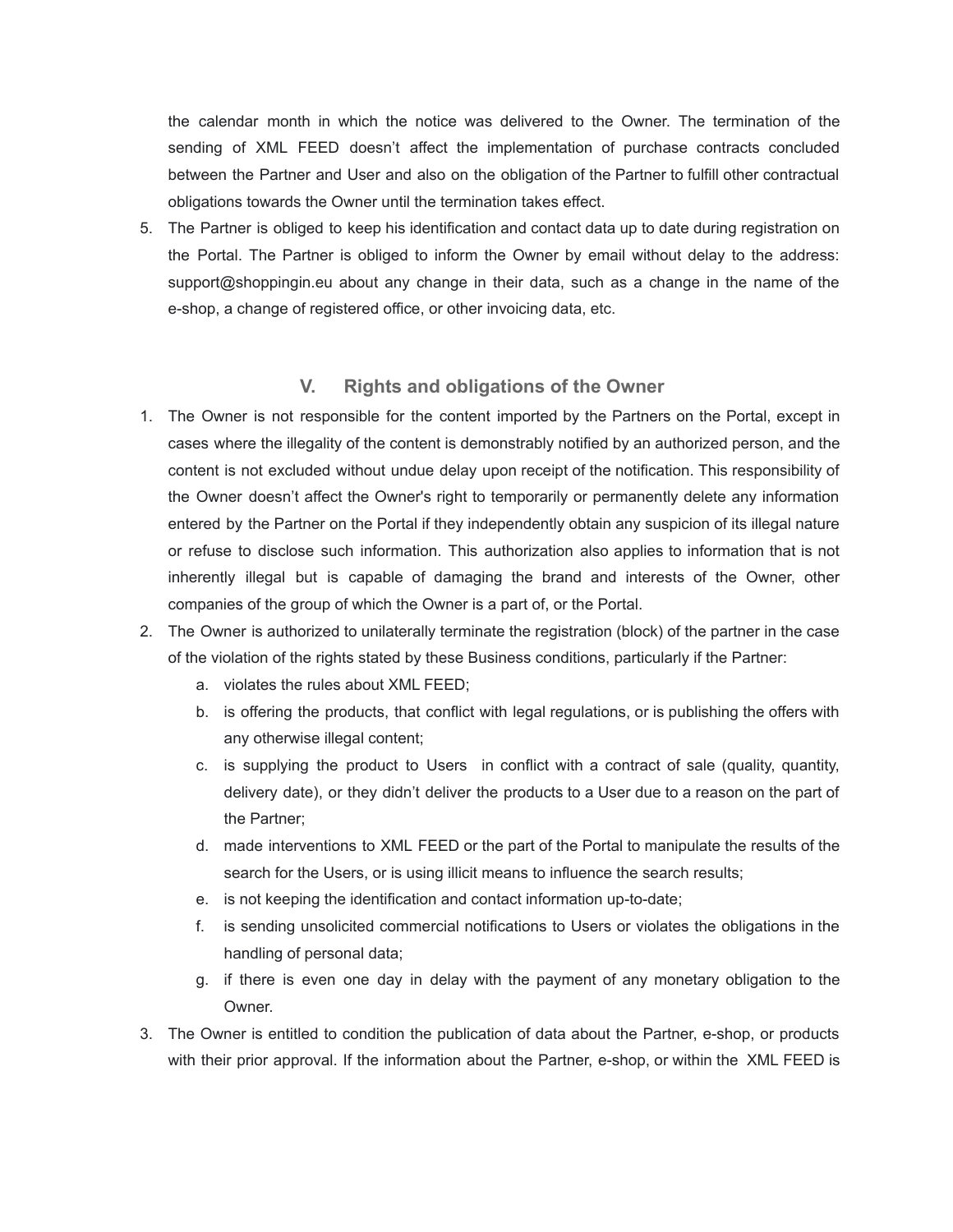the calendar month in which the notice was delivered to the Owner. The termination of the sending of XML FEED doesn't affect the implementation of purchase contracts concluded between the Partner and User and also on the obligation of the Partner to fulfill other contractual obligations towards the Owner until the termination takes effect.

5. The Partner is obliged to keep his identification and contact data up to date during registration on the Portal. The Partner is obliged to inform the Owner by email without delay to the address: support@shoppingin.eu about any change in their data, such as a change in the name of the e-shop, a change of registered office, or other invoicing data, etc.

## V. Rights and obligations of the Owner

1. The Owner is not responsible for the content imported by the Partners on the Portal, except in cases where the illegality of the content is demonstrably notified by an authorized person, and the content is not excluded without undue delay upon receipt of the notification. This responsibility of the Owner doesn't affect the Owner's right to temporarily or permanently delete any information entered by the Partner on the Portal if they independently obtain any suspicion of its illegal nature or refuse to disclose such information. This authorization also applies to information that is not inherently illegal but is capable of damaging the brand and interests of the Owner, other companies of the group of which the Owner is a part of, or the Portal.
2. The Owner is authorized to unilaterally terminate the registration (block) of the partner in the case of the violation of the rights stated by these Business conditions, particularly if the Partner:
   a. violates the rules about XML FEED;
   b. is offering the products, that conflict with legal regulations, or is publishing the offers with any otherwise illegal content;
   c. is supplying the product to Users in conflict with a contract of sale (quality, quantity, delivery date), or they didn't deliver the products to a User due to a reason on the part of the Partner;
   d. made interventions to XML FEED or the part of the Portal to manipulate the results of the search for the Users, or is using illicit means to influence the search results;
   e. is not keeping the identification and contact information up-to-date;
   f. is sending unsolicited commercial notifications to Users or violates the obligations in the handling of personal data;
   g. if there is even one day in delay with the payment of any monetary obligation to the Owner.
3. The Owner is entitled to condition the publication of data about the Partner, e-shop, or products with their prior approval. If the information about the Partner, e-shop, or within the XML FEED is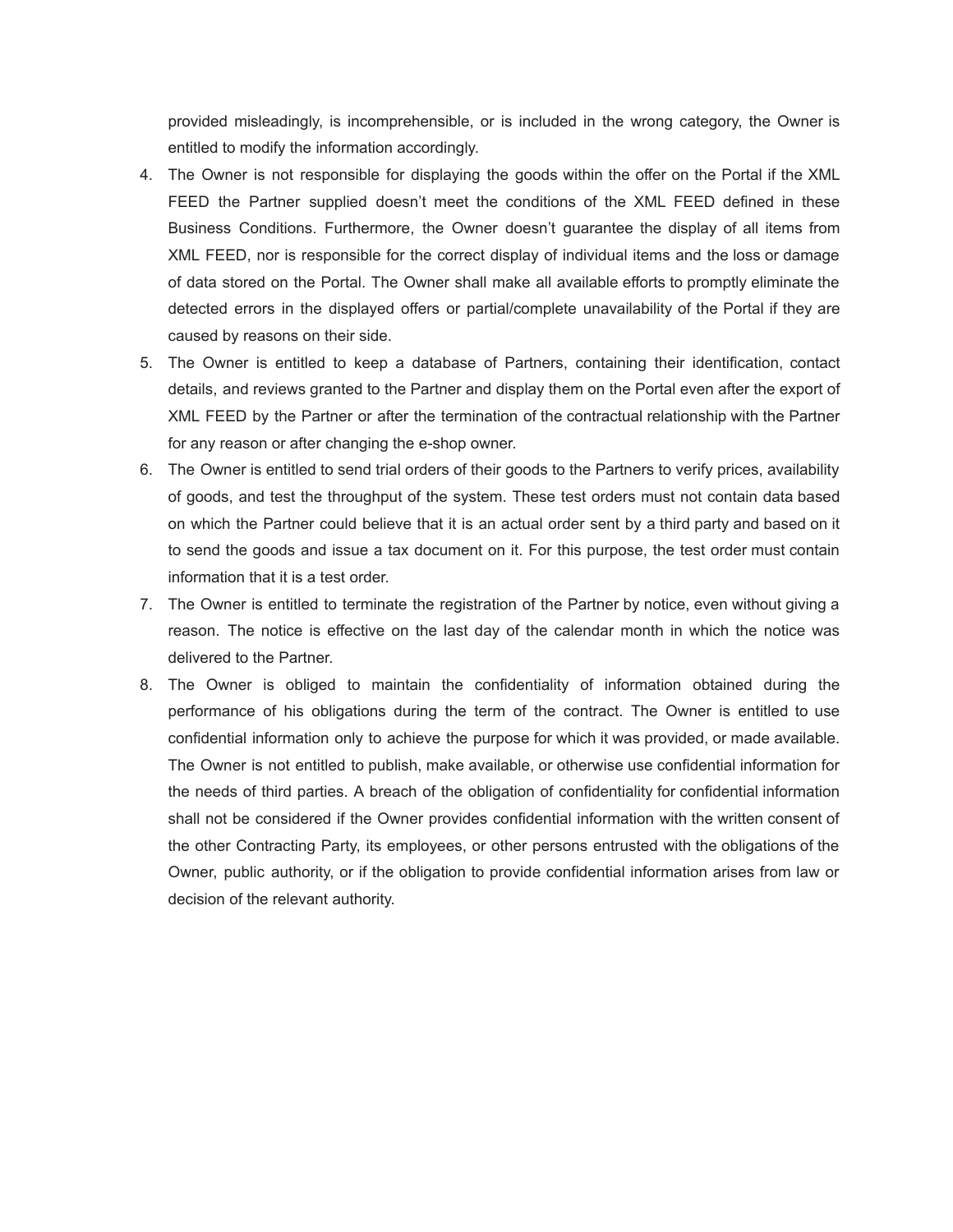provided misleadingly, is incomprehensible, or is included in the wrong category, the Owner is entitled to modify the information accordingly.

4. The Owner is not responsible for displaying the goods within the offer on the Portal if the XML FEED the Partner supplied doesn't meet the conditions of the XML FEED defined in these Business Conditions. Furthermore, the Owner doesn't guarantee the display of all items from XML FEED, nor is responsible for the correct display of individual items and the loss or damage of data stored on the Portal. The Owner shall make all available efforts to promptly eliminate the detected errors in the displayed offers or partial/complete unavailability of the Portal if they are caused by reasons on their side.
5. The Owner is entitled to keep a database of Partners, containing their identification, contact details, and reviews granted to the Partner and display them on the Portal even after the export of XML FEED by the Partner or after the termination of the contractual relationship with the Partner for any reason or after changing the e-shop owner.
6. The Owner is entitled to send trial orders of their goods to the Partners to verify prices, availability of goods, and test the throughput of the system. These test orders must not contain data based on which the Partner could believe that it is an actual order sent by a third party and based on it to send the goods and issue a tax document on it. For this purpose, the test order must contain information that it is a test order.
7. The Owner is entitled to terminate the registration of the Partner by notice, even without giving a reason. The notice is effective on the last day of the calendar month in which the notice was delivered to the Partner.
8. The Owner is obliged to maintain the confidentiality of information obtained during the performance of his obligations during the term of the contract. The Owner is entitled to use confidential information only to achieve the purpose for which it was provided, or made available. The Owner is not entitled to publish, make available, or otherwise use confidential information for the needs of third parties. A breach of the obligation of confidentiality for confidential information shall not be considered if the Owner provides confidential information with the written consent of the other Contracting Party, its employees, or other persons entrusted with the obligations of the Owner, public authority, or if the obligation to provide confidential information arises from law or decision of the relevant authority.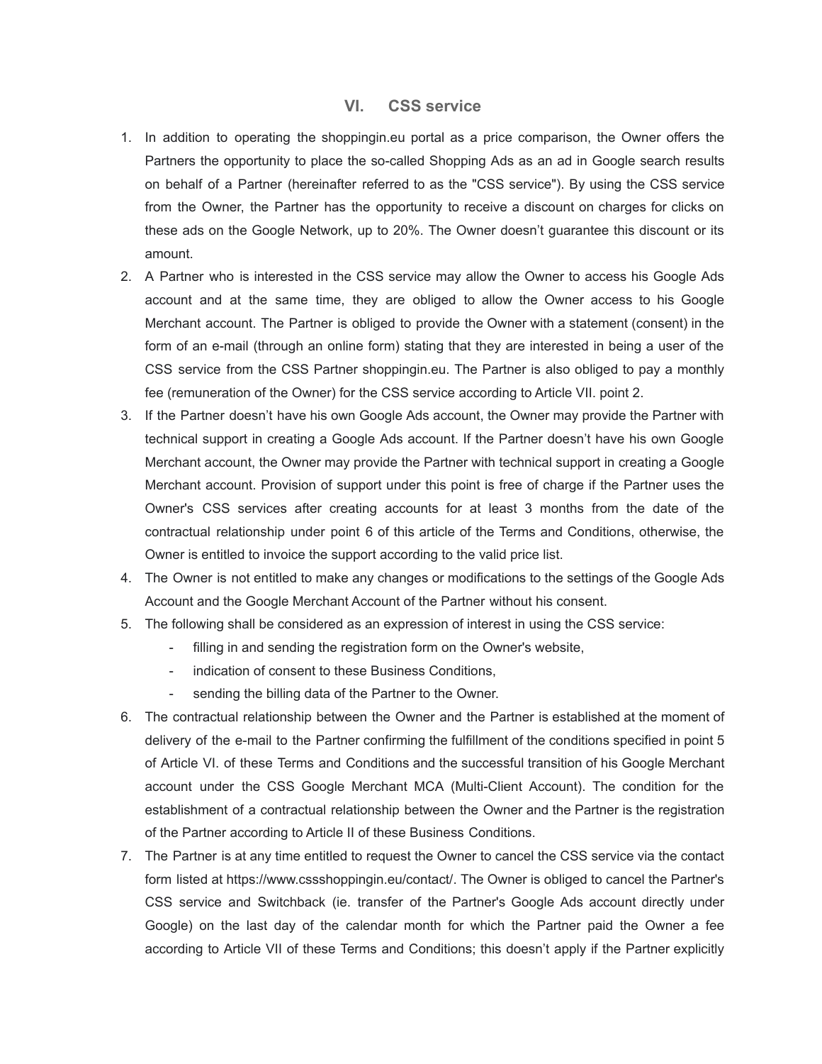## VI. CSS service

1. In addition to operating the shoppingin.eu portal as a price comparison, the Owner offers the Partners the opportunity to place the so-called Shopping Ads as an ad in Google search results on behalf of a Partner (hereinafter referred to as the "CSS service"). By using the CSS service from the Owner, the Partner has the opportunity to receive a discount on charges for clicks on these ads on the Google Network, up to 20%. The Owner doesn't guarantee this discount or its amount.
2. A Partner who is interested in the CSS service may allow the Owner to access his Google Ads account and at the same time, they are obliged to allow the Owner access to his Google Merchant account. The Partner is obliged to provide the Owner with a statement (consent) in the form of an e-mail (through an online form) stating that they are interested in being a user of the CSS service from the CSS Partner shoppingin.eu. The Partner is also obliged to pay a monthly fee (remuneration of the Owner) for the CSS service according to Article VII. point 2.
3. If the Partner doesn't have his own Google Ads account, the Owner may provide the Partner with technical support in creating a Google Ads account. If the Partner doesn't have his own Google Merchant account, the Owner may provide the Partner with technical support in creating a Google Merchant account. Provision of support under this point is free of charge if the Partner uses the Owner's CSS services after creating accounts for at least 3 months from the date of the contractual relationship under point 6 of this article of the Terms and Conditions, otherwise, the Owner is entitled to invoice the support according to the valid price list.
4. The Owner is not entitled to make any changes or modifications to the settings of the Google Ads Account and the Google Merchant Account of the Partner without his consent.
5. The following shall be considered as an expression of interest in using the CSS service:
   - filling in and sending the registration form on the Owner's website,
   - indication of consent to these Business Conditions,
   - sending the billing data of the Partner to the Owner.
6. The contractual relationship between the Owner and the Partner is established at the moment of delivery of the e-mail to the Partner confirming the fulfillment of the conditions specified in point 5 of Article VI. of these Terms and Conditions and the successful transition of his Google Merchant account under the CSS Google Merchant MCA (Multi-Client Account). The condition for the establishment of a contractual relationship between the Owner and the Partner is the registration of the Partner according to Article II of these Business Conditions.
7. The Partner is at any time entitled to request the Owner to cancel the CSS service via the contact form listed at https://www.cssshoppingin.eu/contact/. The Owner is obliged to cancel the Partner's CSS service and Switchback (ie. transfer of the Partner's Google Ads account directly under Google) on the last day of the calendar month for which the Partner paid the Owner a fee according to Article VII of these Terms and Conditions; this doesn't apply if the Partner explicitly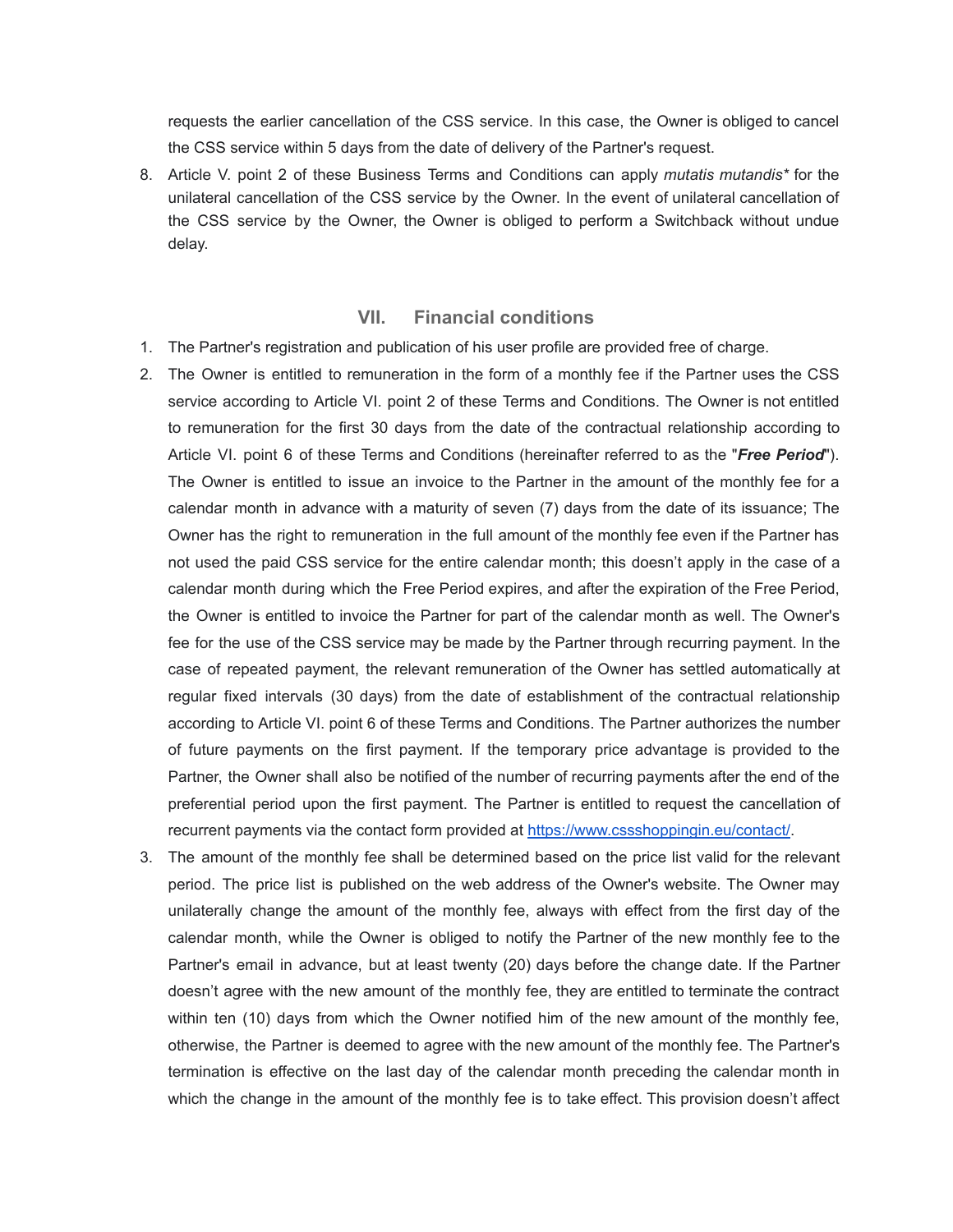requests the earlier cancellation of the CSS service. In this case, the Owner is obliged to cancel the CSS service within 5 days from the date of delivery of the Partner's request.

8. Article V. point 2 of these Business Terms and Conditions can apply *mutatis mutandis** for the unilateral cancellation of the CSS service by the Owner. In the event of unilateral cancellation of the CSS service by the Owner, the Owner is obliged to perform a Switchback without undue delay.

## VII. Financial conditions

1. The Partner's registration and publication of his user profile are provided free of charge.
2. The Owner is entitled to remuneration in the form of a monthly fee if the Partner uses the CSS service according to Article VI. point 2 of these Terms and Conditions. The Owner is not entitled to remuneration for the first 30 days from the date of the contractual relationship according to Article VI. point 6 of these Terms and Conditions (hereinafter referred to as the "***Free Period***"). The Owner is entitled to issue an invoice to the Partner in the amount of the monthly fee for a calendar month in advance with a maturity of seven (7) days from the date of its issuance; The Owner has the right to remuneration in the full amount of the monthly fee even if the Partner has not used the paid CSS service for the entire calendar month; this doesn't apply in the case of a calendar month during which the Free Period expires, and after the expiration of the Free Period, the Owner is entitled to invoice the Partner for part of the calendar month as well. The Owner's fee for the use of the CSS service may be made by the Partner through recurring payment. In the case of repeated payment, the relevant remuneration of the Owner has settled automatically at regular fixed intervals (30 days) from the date of establishment of the contractual relationship according to Article VI. point 6 of these Terms and Conditions. The Partner authorizes the number of future payments on the first payment. If the temporary price advantage is provided to the Partner, the Owner shall also be notified of the number of recurring payments after the end of the preferential period upon the first payment. The Partner is entitled to request the cancellation of recurrent payments via the contact form provided at [https://www.cssshoppingin.eu/contact/](https://www.cssshoppingin.eu/contact/).
3. The amount of the monthly fee shall be determined based on the price list valid for the relevant period. The price list is published on the web address of the Owner's website. The Owner may unilaterally change the amount of the monthly fee, always with effect from the first day of the calendar month, while the Owner is obliged to notify the Partner of the new monthly fee to the Partner's email in advance, but at least twenty (20) days before the change date. If the Partner doesn't agree with the new amount of the monthly fee, they are entitled to terminate the contract within ten (10) days from which the Owner notified him of the new amount of the monthly fee, otherwise, the Partner is deemed to agree with the new amount of the monthly fee. The Partner's termination is effective on the last day of the calendar month preceding the calendar month in which the change in the amount of the monthly fee is to take effect. This provision doesn't affect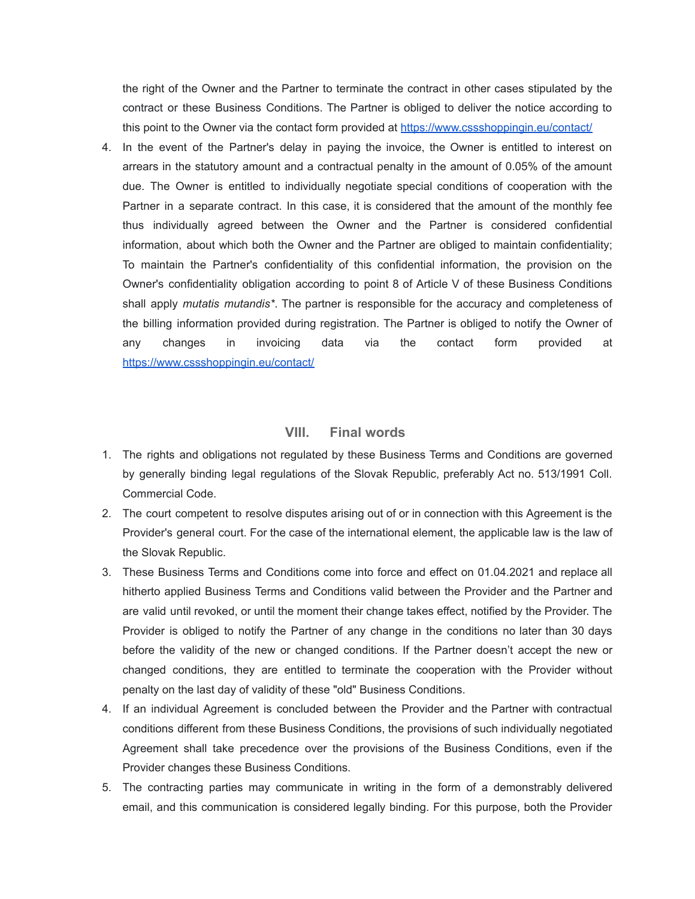the right of the Owner and the Partner to terminate the contract in other cases stipulated by the contract or these Business Conditions. The Partner is obliged to deliver the notice according to this point to the Owner via the contact form provided at https://www.cssshoppingin.eu/contact/

4. In the event of the Partner's delay in paying the invoice, the Owner is entitled to interest on arrears in the statutory amount and a contractual penalty in the amount of 0.05% of the amount due. The Owner is entitled to individually negotiate special conditions of cooperation with the Partner in a separate contract. In this case, it is considered that the amount of the monthly fee thus individually agreed between the Owner and the Partner is considered confidential information, about which both the Owner and the Partner are obliged to maintain confidentiality; To maintain the Partner's confidentiality of this confidential information, the provision on the Owner's confidentiality obligation according to point 8 of Article V of these Business Conditions shall apply *mutatis mutandis\**. The partner is responsible for the accuracy and completeness of the billing information provided during registration. The Partner is obliged to notify the Owner of any changes in invoicing data via the contact form provided at https://www.cssshoppingin.eu/contact/

## VIII. Final words

1. The rights and obligations not regulated by these Business Terms and Conditions are governed by generally binding legal regulations of the Slovak Republic, preferably Act no. 513/1991 Coll. Commercial Code.
2. The court competent to resolve disputes arising out of or in connection with this Agreement is the Provider's general court. For the case of the international element, the applicable law is the law of the Slovak Republic.
3. These Business Terms and Conditions come into force and effect on 01.04.2021 and replace all hitherto applied Business Terms and Conditions valid between the Provider and the Partner and are valid until revoked, or until the moment their change takes effect, notified by the Provider. The Provider is obliged to notify the Partner of any change in the conditions no later than 30 days before the validity of the new or changed conditions. If the Partner doesn't accept the new or changed conditions, they are entitled to terminate the cooperation with the Provider without penalty on the last day of validity of these "old" Business Conditions.
4. If an individual Agreement is concluded between the Provider and the Partner with contractual conditions different from these Business Conditions, the provisions of such individually negotiated Agreement shall take precedence over the provisions of the Business Conditions, even if the Provider changes these Business Conditions.
5. The contracting parties may communicate in writing in the form of a demonstrably delivered email, and this communication is considered legally binding. For this purpose, both the Provider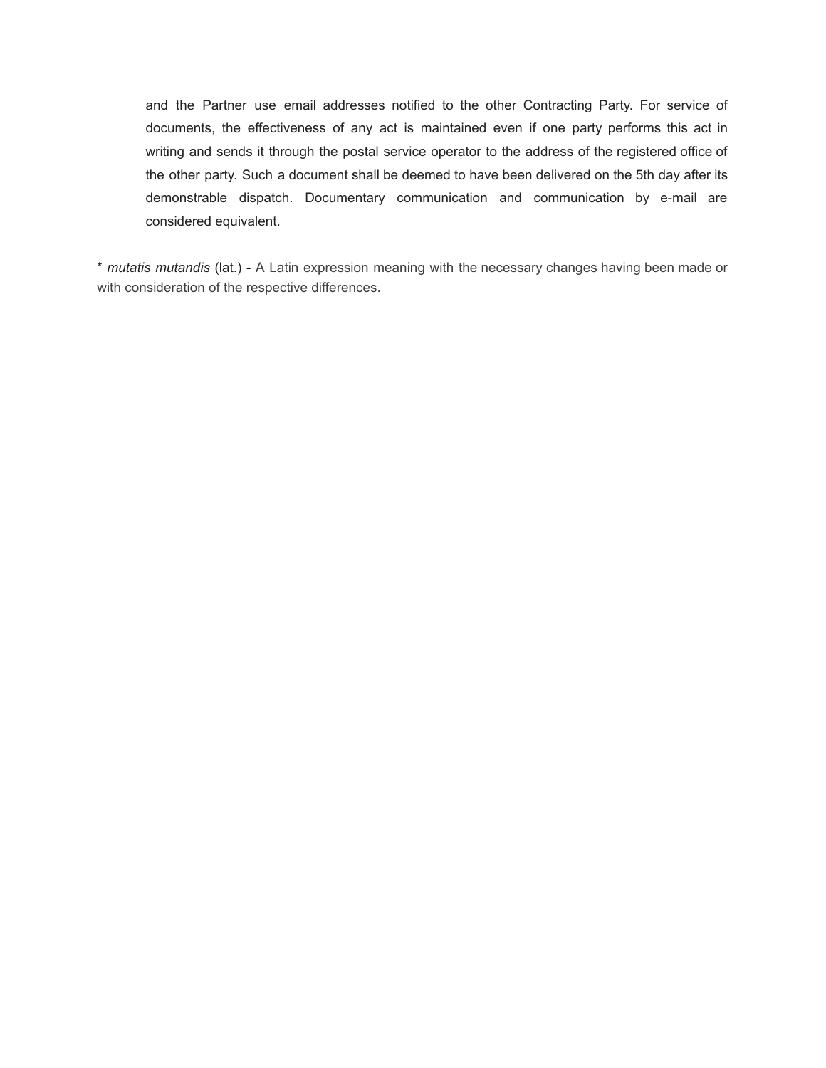and the Partner use email addresses notified to the other Contracting Party. For service of documents, the effectiveness of any act is maintained even if one party performs this act in writing and sends it through the postal service operator to the address of the registered office of the other party. Such a document shall be deemed to have been delivered on the 5th day after its demonstrable dispatch. Documentary communication and communication by e-mail are considered equivalent.

\* *mutatis mutandis* (lat.) - A Latin expression meaning with the necessary changes having been made or with consideration of the respective differences.